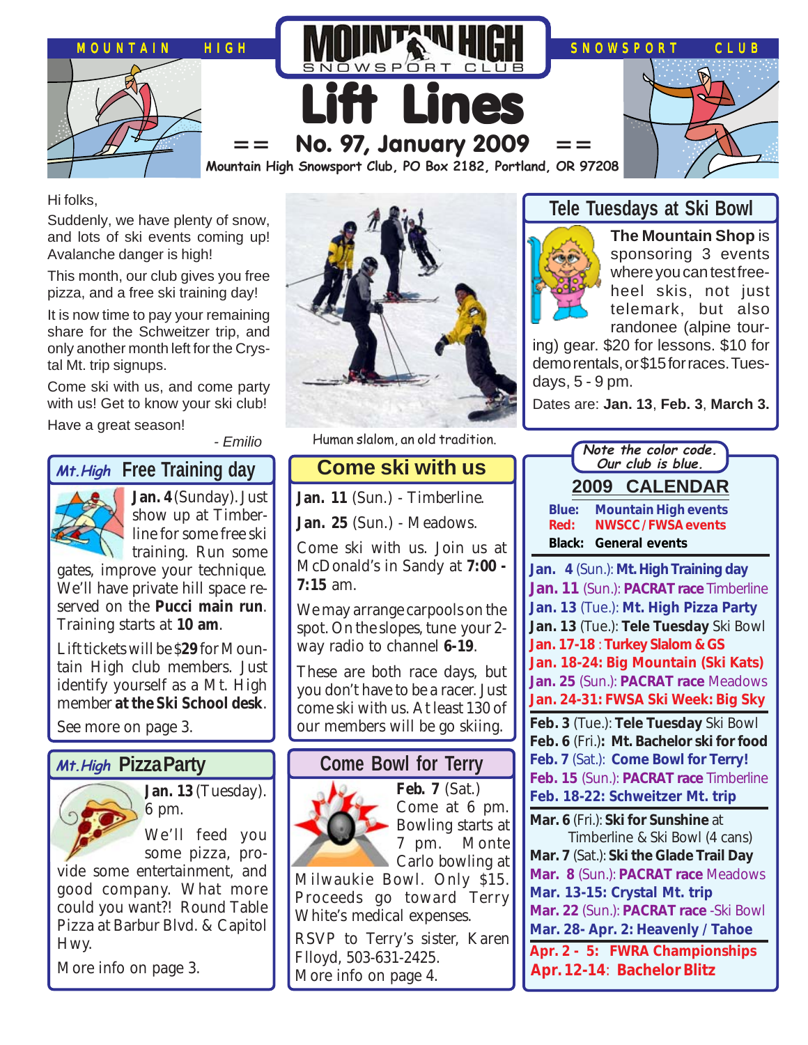# Lift Lines

MOUNTAIN HIGH SNOWSPORT CLUB

**== No. 97, January 2009 ==**

**Mountain High Snowsport Club, PO Box 2182, Portland, OR 97208**

Hi folks,

Suddenly, we have plenty of snow, and lots of ski events coming up! Avalanche danger is high!

This month, our club gives you free pizza, and a free ski training day!

It is now time to pay your remaining share for the Schweitzer trip, and only another month left for the Crystal Mt. trip signups.

Come ski with us, and come party with us! Get to know your ski club!

Have a great season!

*- Emilio*

Human slalom, an old tradition.

## Tele Tuesdays at Ski Bowl

**The Mountain Shop** is sponsoring 3 events where you can test free-heel skis, not just telemark, but also randonee (alpine touring) gear. $20 for lessons. $10 for demo rentals, or $15 for races. Tuesdays, 5 - 9 pm.

Dates are: **Jan. 13**, **Feb. 3**, **March 3.**

## *Mt.High* Free Training day

**Jan. 4** (Sunday). Just show up at Timberline for some free ski training. Run some gates, improve your technique. We'll have private hill space reserved on the **Pucci main run**. Training starts at **10 am**.

Lift tickets will be $**29** for Mountain High club members. Just identify yourself as a Mt. High member **at the Ski School desk**.

See more on page 3.

## Come ski with us

**Jan. 11** (Sun.) - Timberline.

**Jan. 25** (Sun.) - Meadows.

Come ski with us. Join us at McDonald's in Sandy at **7:00 - 7:15** am.

We may arrange carpools on the spot. On the slopes, tune your 2-way radio to channel **6-19**.

These are both race days, but you don't have to be a racer. Just come ski with us. At least 130 of our members will be go skiing.

## *Mt.High* Pizza Party

**Jan. 13** (Tuesday). 6 pm.

We'll feed you some pizza, provide some entertainment, and good company. What more could you want?! Round Table Pizza at Barbur Blvd. & Capitol Hwy.

More info on page 3.

## Come Bowl for Terry

**Feb. 7** (Sat.) Come at 6 pm. Bowling starts at 7 pm. Monte Carlo bowling at Milwaukie Bowl. Only $15. Proceeds go toward Terry White's medical expenses.

RSVP to Terry's sister, Karen Flloyd, 503-631-2425.

More info on page 4.

*Note the color code. Our club is blue.*

## 2009 CALENDAR

**Blue:** **Mountain High events**
**Red:** **NWSCC / FWSA events**
**Black:** **General events**

- **Jan. 4** (Sun.): **Mt. High Training day**
- **Jan. 11** (Sun.): **PACRAT race** Timberline
- **Jan. 13** (Tue.): **Mt. High Pizza Party**
- **Jan. 13** (Tue.): **Tele Tuesday** Ski Bowl
- **Jan. 17-18** : **Turkey Slalom & GS**
- **Jan. 18-24: Big Mountain (Ski Kats)**
- **Jan. 25** (Sun.): **PACRAT race** Meadows
- **Jan. 24-31: FWSA Ski Week: Big Sky**

- **Feb. 3** (Tue.): **Tele Tuesday** Ski Bowl
- **Feb. 6** (Fri.)**: Mt. Bachelor ski for food**
- **Feb. 7** (Sat.): **Come Bowl for Terry!**
- **Feb. 15** (Sun.): **PACRAT race** Timberline
- **Feb. 18-22: Schweitzer Mt. trip**

- **Mar. 6** (Fri.): **Ski for Sunshine** at Timberline & Ski Bowl (4 cans)
- **Mar. 7** (Sat.): **Ski the Glade Trail Day**
- **Mar. 8** (Sun.): **PACRAT race** Meadows
- **Mar. 13-15: Crystal Mt. trip**
- **Mar. 22** (Sun.): **PACRAT race** -Ski Bowl
- **Mar. 28- Apr. 2: Heavenly / Tahoe**
- **Apr. 2 - 5: FWRA Championships**
- **Apr. 12-14**: **Bachelor Blitz**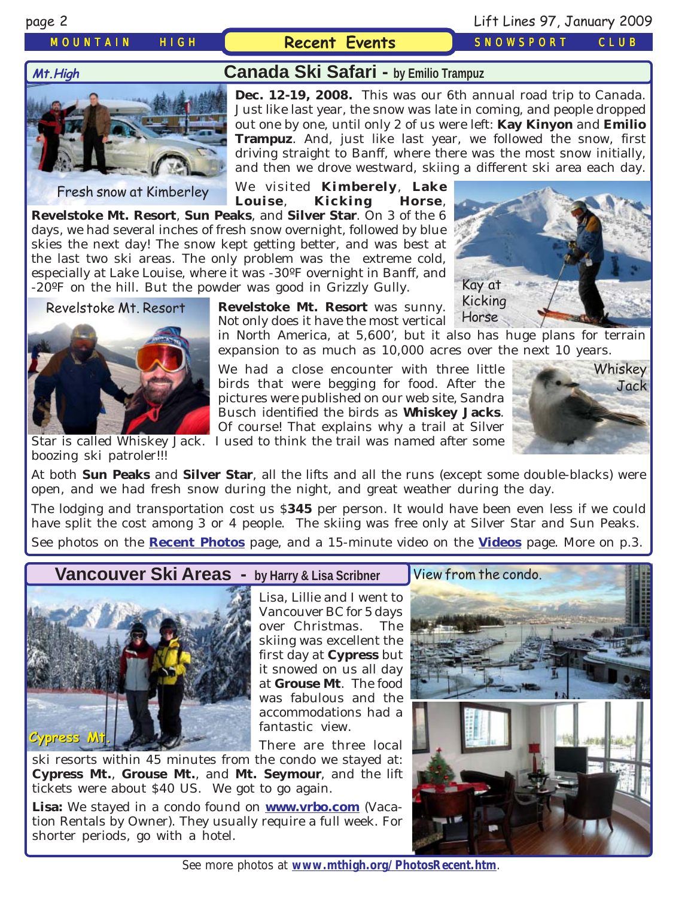## Recent Events

## Canada Ski Safari - by Emilio Trampuz

**Dec. 12-19, 2008.** This was our 6th annual road trip to Canada. Just like last year, the snow was late in coming, and people dropped out one by one, until only 2 of us were left: **Kay Kinyon** and **Emilio Trampuz**. And, just like last year, we followed the snow, first driving straight to Banff, where there was the most snow initially, and then we drove westward, skiing a different ski area each day.

Fresh snow at Kimberley

We visited **Kimberely**, **Lake Louise**, **Kicking Horse**, **Revelstoke Mt. Resort**, **Sun Peaks**, and **Silver Star**. On 3 of the 6 days, we had several inches of fresh snow overnight, followed by blue skies the next day! The snow kept getting better, and was best at the last two ski areas. The only problem was the extreme cold, especially at Lake Louise, where it was -30ºF overnight in Banff, and -20ºF on the hill. But the powder was good in Grizzly Gully.

Kay at Kicking Horse

Revelstoke Mt. Resort

**Revelstoke Mt. Resort** was sunny. Not only does it have the most vertical in North America, at 5,600', but it also has huge plans for terrain expansion to as much as 10,000 acres over the next 10 years.

We had a close encounter with three little birds that were begging for food. After the pictures were published on our web site, Sandra Busch identified the birds as **Whiskey Jacks**. Of course! That explains why a trail at Silver Star is called Whiskey Jack. I used to think the trail was named after some boozing ski patroler!!!

Whiskey Jack

At both **Sun Peaks** and **Silver Star**, all the lifts and all the runs (except some double-blacks) were open, and we had fresh snow during the night, and great weather during the day.

The lodging and transportation cost us $**345** per person. It would have been even less if we could have split the cost among 3 or 4 people. The skiing was free only at Silver Star and Sun Peaks.

See photos on the **Recent Photos** page, and a 15-minute video on the **Videos** page. More on p.3.

## Vancouver Ski Areas - by Harry & Lisa Scribner

Cypress Mt.

Lisa, Lillie and I went to Vancouver BC for 5 days over Christmas. The skiing was excellent the first day at **Cypress** but it snowed on us all day at **Grouse Mt**. The food was fabulous and the accommodations had a fantastic view.

There are three local ski resorts within 45 minutes from the condo we stayed at: **Cypress Mt.**, **Grouse Mt.**, and **Mt. Seymour**, and the lift tickets were about $40 US. We got to go again.

**Lisa:** We stayed in a condo found on **www.vrbo.com** (Vacation Rentals by Owner). They usually require a full week. For shorter periods, go with a hotel.

View from the condo.

See more photos at **www.mthigh.org/PhotosRecent.htm**.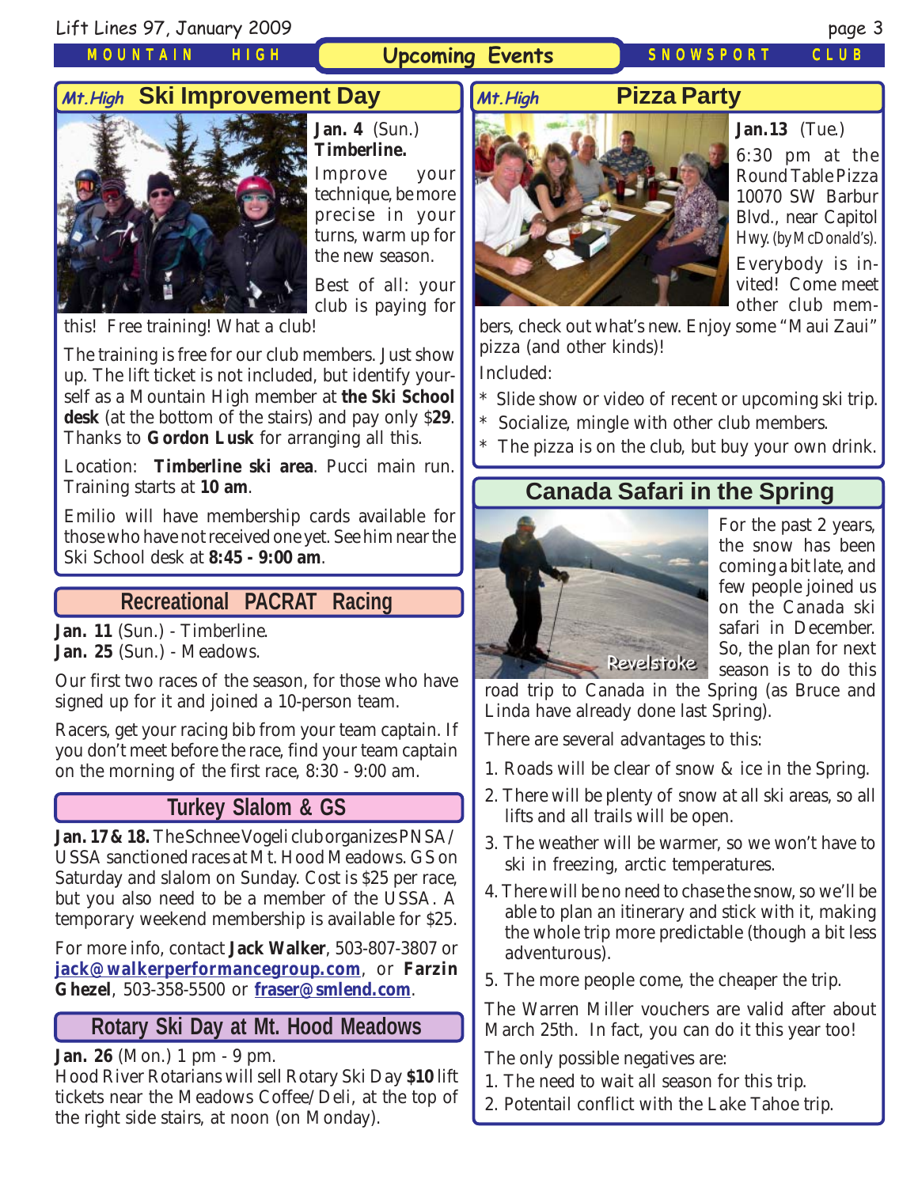# Upcoming Events

## Mt.High Ski Improvement Day

**Jan. 4** (Sun.) **Timberline.**

Improve your technique, be more precise in your turns, warm up for the new season.

Best of all: your club is paying for this! Free training! What a club!

The training is free for our club members. Just show up. The lift ticket is not included, but identify yourself as a Mountain High member at **the Ski School desk** (at the bottom of the stairs) and pay only $**29**. Thanks to **Gordon Lusk** for arranging all this.

Location: **Timberline ski area**. Pucci main run. Training starts at **10 am**.

Emilio will have membership cards available for those who have not received one yet. See him near the Ski School desk at **8:45 - 9:00 am**.

## Recreational PACRAT Racing

**Jan. 11** (Sun.) - Timberline.
**Jan. 25** (Sun.) - Meadows.

Our first two races of the season, for those who have signed up for it and joined a 10-person team.

Racers, get your racing bib from your team captain. If you don't meet before the race, find your team captain on the morning of the first race, 8:30 - 9:00 am.

## Turkey Slalom & GS

**Jan. 17 & 18.** The Schnee Vogeli club organizes PNSA/USSA sanctioned races at Mt. Hood Meadows. GS on Saturday and slalom on Sunday. Cost is $25 per race, but you also need to be a member of the USSA. A temporary weekend membership is available for $25.

For more info, contact **Jack Walker**, 503-807-3807 or **jack@walkerperformancegroup.com**, or **Farzin Ghezel**, 503-358-5500 or **fraser@smlend.com**.

## Rotary Ski Day at Mt. Hood Meadows

**Jan. 26** (Mon.) 1 pm - 9 pm.
Hood River Rotarians will sell Rotary Ski Day **$10** lift tickets near the Meadows Coffee/Deli, at the top of the right side stairs, at noon (on Monday).

## Mt.High Pizza Party

**Jan.13** (Tue.)
6:30 pm at the Round Table Pizza 10070 SW Barbur Blvd., near Capitol Hwy. (by McDonald's).

Everybody is invited! Come meet other club members, check out what's new. Enjoy some "Maui Zaui" pizza (and other kinds)!

Included:

* Slide show or video of recent or upcoming ski trip.
* Socialize, mingle with other club members.
* The pizza is on the club, but buy your own drink.

## Canada Safari in the Spring

Revelstoke

For the past 2 years, the snow has been coming a bit late, and few people joined us on the Canada ski safari in December. So, the plan for next season is to do this road trip to Canada in the Spring (as Bruce and Linda have already done last Spring).

There are several advantages to this:

1. Roads will be clear of snow & ice in the Spring.
2. There will be plenty of snow at all ski areas, so all lifts and all trails will be open.
3. The weather will be warmer, so we won't have to ski in freezing, arctic temperatures.
4. There will be no need to chase the snow, so we'll be able to plan an itinerary and stick with it, making the whole trip more predictable (though a bit less adventurous).
5. The more people come, the cheaper the trip.

The Warren Miller vouchers are valid after about March 25th. In fact, you can do it this year too!

The only possible negatives are:

1. The need to wait all season for this trip.
2. Potentail conflict with the Lake Tahoe trip.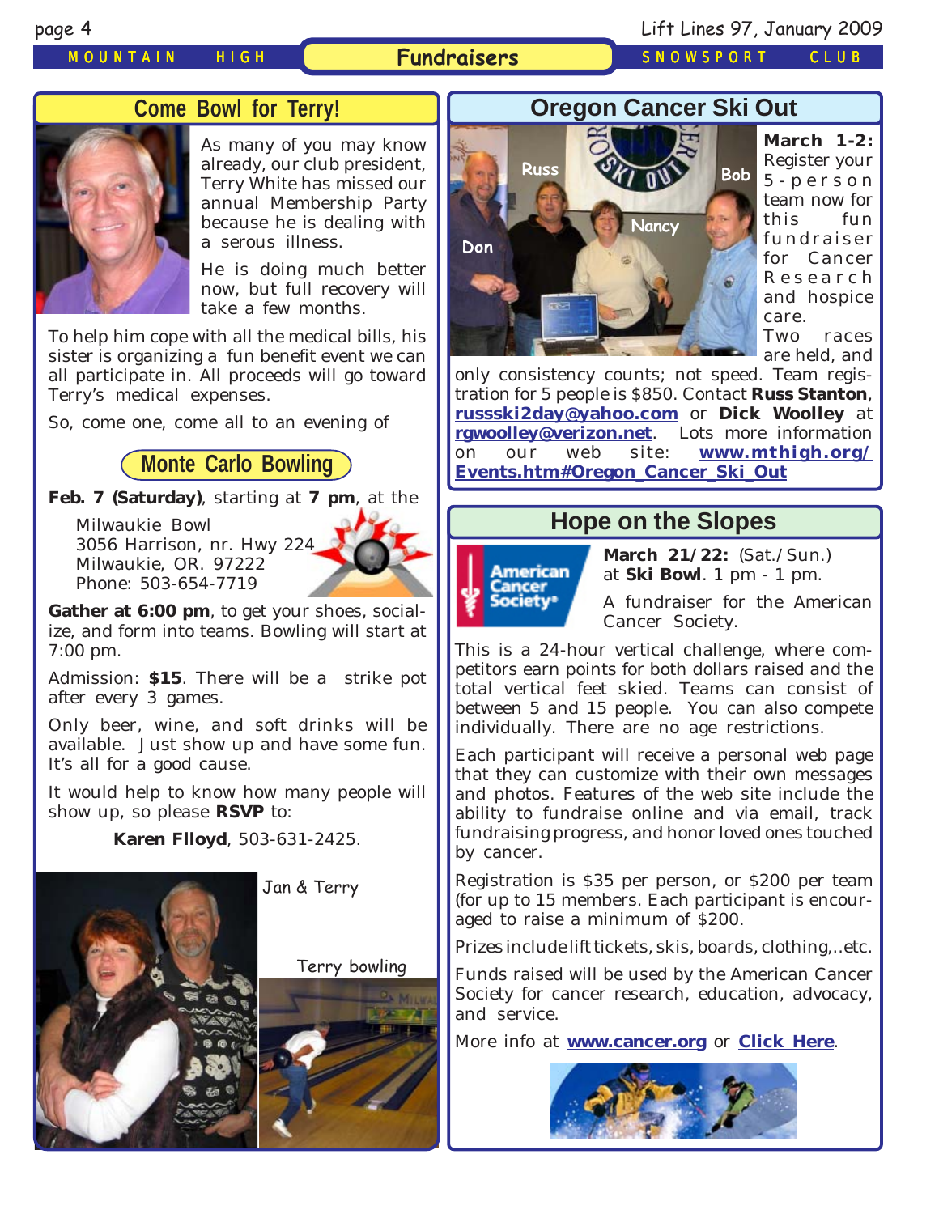# Fundraisers

## Come Bowl for Terry!

As many of you may know already, our club president, Terry White has missed our annual Membership Party because he is dealing with a serous illness.

He is doing much better now, but full recovery will take a few months.

To help him cope with all the medical bills, his sister is organizing a fun benefit event we can all participate in. All proceeds will go toward Terry's medical expenses.

So, come one, come all to an evening of

### Monte Carlo Bowling

**Feb. 7 (Saturday)**, starting at **7 pm**, at the

Milwaukie Bowl
3056 Harrison, nr. Hwy 224
Milwaukie, OR. 97222
Phone: 503-654-7719

**Gather at 6:00 pm**, to get your shoes, socialize, and form into teams. Bowling will start at 7:00 pm.

Admission: **$15**. There will be a strike pot after every 3 games.

Only beer, wine, and soft drinks will be available. Just show up and have some fun. It's all for a good cause.

It would help to know how many people will show up, so please **RSVP** to:

**Karen Flloyd**, 503-631-2425.

Jan & Terry

Terry bowling

## Oregon Cancer Ski Out

Russ, Bob, Nancy, Don

**March 1-2:** Register your 5-person team now for this fun fundraiser for Cancer Research and hospice care. Two races are held, and only consistency counts; not speed. Team registration for 5 people is $850. Contact **Russ Stanton**, **russski2day@yahoo.com** or **Dick Woolley** at **rgwoolley@verizon.net**. Lots more information on our web site: **www.mthigh.org/Events.htm#Oregon_Cancer_Ski_Out**

## Hope on the Slopes

**March 21/22:** (Sat./Sun.) at **Ski Bowl**. 1 pm - 1 pm.

A fundraiser for the American Cancer Society.

This is a 24-hour vertical challenge, where competitors earn points for both dollars raised and the total vertical feet skied. Teams can consist of between 5 and 15 people. You can also compete individually. There are no age restrictions.

Each participant will receive a personal web page that they can customize with their own messages and photos. Features of the web site include the ability to fundraise online and via email, track fundraising progress, and honor loved ones touched by cancer.

Registration is $35 per person, or $200 per team (for up to 15 members. Each participant is encouraged to raise a minimum of $200.

Prizes include lift tickets, skis, boards, clothing,..etc.

Funds raised will be used by the American Cancer Society for cancer research, education, advocacy, and service.

More info at **www.cancer.org** or **Click Here**.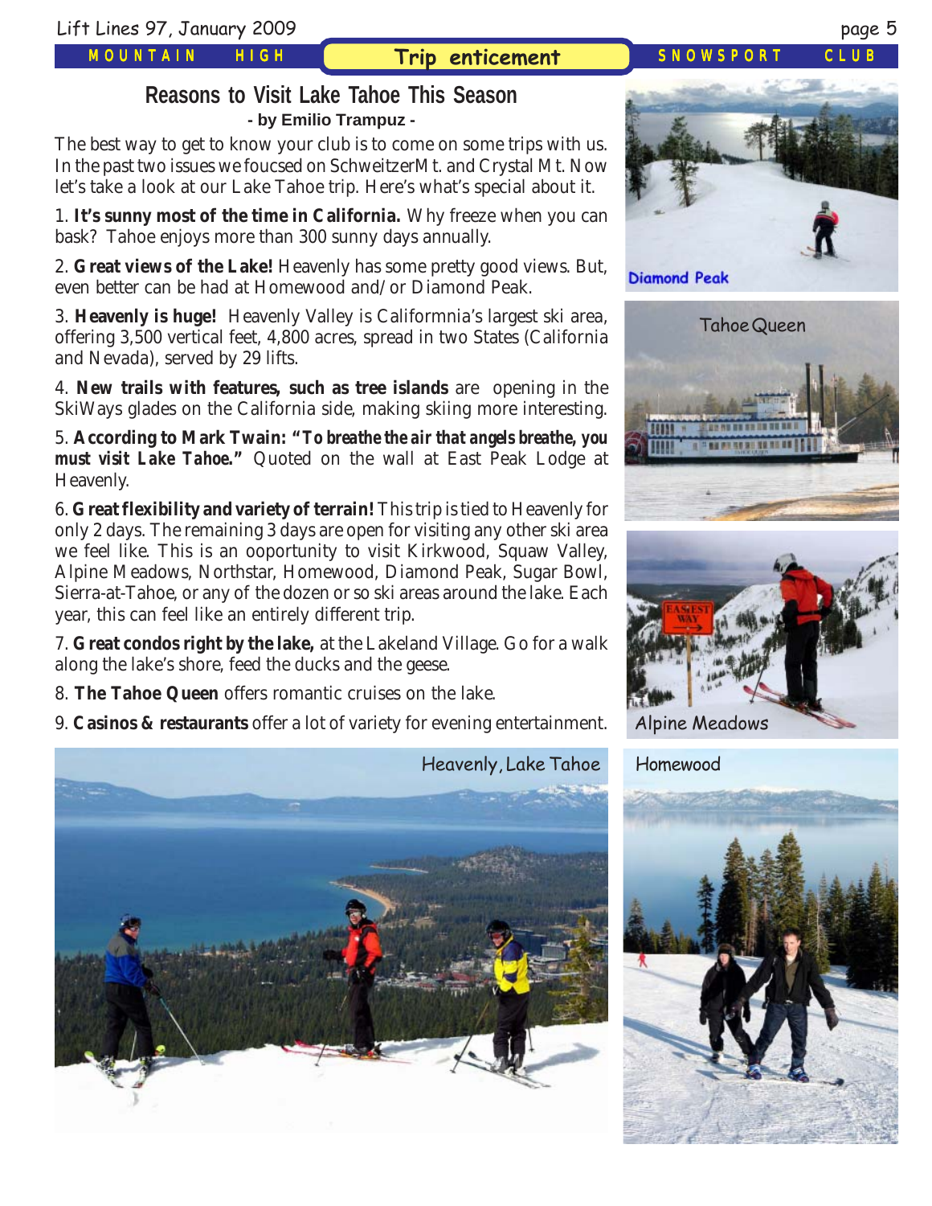## Trip enticement

# Reasons to Visit Lake Tahoe This Season

**- by Emilio Trampuz -**

The best way to get to know your club is to come on some trips with us. In the past two issues we foucsed on SchweitzerMt. and Crystal Mt. Now let's take a look at our Lake Tahoe trip. Here's what's special about it.

1. **It's sunny most of the time in California.** Why freeze when you can bask? Tahoe enjoys more than 300 sunny days annually.

2. **Great views of the Lake!** Heavenly has some pretty good views. But, even better can be had at Homewood and/or Diamond Peak.

3. **Heavenly is huge!** Heavenly Valley is Califormnia's largest ski area, offering 3,500 vertical feet, 4,800 acres, spread in two States (California and Nevada), served by 29 lifts.

4. **New trails with features, such as tree islands** are opening in the SkiWays glades on the California side, making skiing more interesting.

5. **According to Mark Twain: *"To breathe the air that angels breathe, you must visit Lake Tahoe."*** Quoted on the wall at East Peak Lodge at Heavenly.

6. **Great flexibility and variety of terrain!** This trip is tied to Heavenly for only 2 days. The remaining 3 days are open for visiting any other ski area we feel like. This is an ooportunity to visit Kirkwood, Squaw Valley, Alpine Meadows, Northstar, Homewood, Diamond Peak, Sugar Bowl, Sierra-at-Tahoe, or any of the dozen or so ski areas around the lake. Each year, this can feel like an entirely different trip.

7. **Great condos right by the lake,** at the Lakeland Village. Go for a walk along the lake's shore, feed the ducks and the geese.

8. **The Tahoe Queen** offers romantic cruises on the lake.

9. **Casinos & restaurants** offer a lot of variety for evening entertainment.

Diamond Peak

Tahoe Queen

Alpine Meadows

Heavenly, Lake Tahoe

Homewood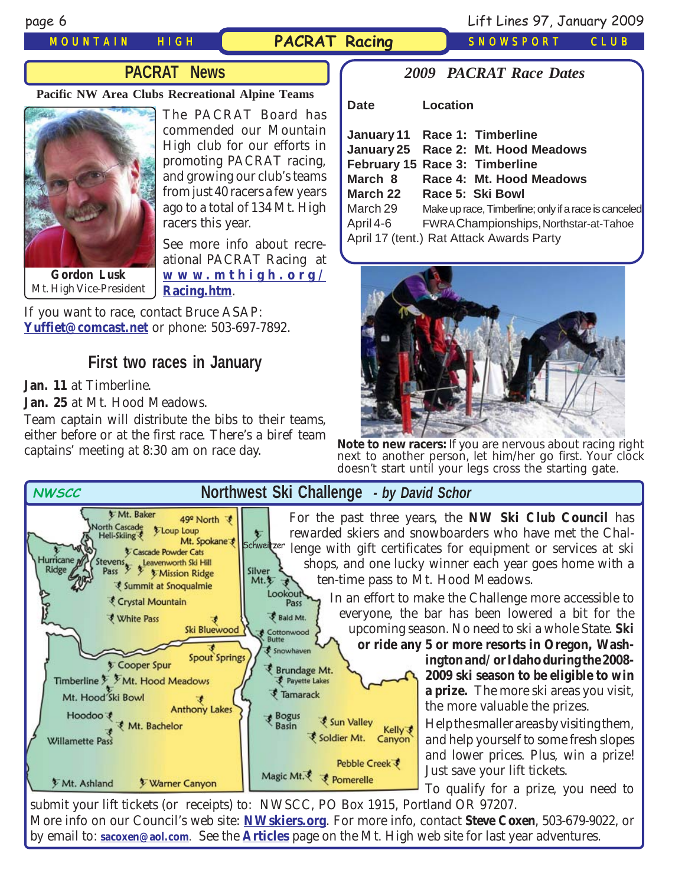## PACRAT News

**Pacific NW Area Clubs Recreational Alpine Teams**

**Gordon Lusk**
Mt. High Vice-President

The PACRAT Board has commended our Mountain High club for our efforts in promoting PACRAT racing, and growing our club's teams from just 40 racers a few years ago to a total of 134 Mt. High racers this year.

See more info about recreational PACRAT Racing at **www.mthigh.org/Racing.htm**.

If you want to race, contact Bruce ASAP: **Yuffiet@comcast.net** or phone: 503-697-7892.

### First two races in January

**Jan. 11** at Timberline.

**Jan. 25** at Mt. Hood Meadows.

Team captain will distribute the bibs to their teams, either before or at the first race. There's a biref team captains' meeting at 8:30 am on race day.

### *2009 PACRAT Race Dates*

| Date | Location |
|---|---|
| **January 11** | **Race 1: Timberline** |
| **January 25** | **Race 2: Mt. Hood Meadows** |
| **February 15** | **Race 3: Timberline** |
| **March 8** | **Race 4: Mt. Hood Meadows** |
| **March 22** | **Race 5: Ski Bowl** |
| March 29 | Make up race, Timberline; only if a race is canceled |
| April 4-6 | FWRA Championships, Northstar-at-Tahoe |
| April 17 (tent.) | Rat Attack Awards Party |

**Note to new racers:** If you are nervous about racing right next to another person, let him/her go first. Your clock doesn't start until your legs cross the starting gate.

## NWSCC — Northwest Ski Challenge *- by David Schor*

For the past three years, the **NW Ski Club Council** has rewarded skiers and snowboarders who have met the Challenge with gift certificates for equipment or services at ski shops, and one lucky winner each year goes home with a ten-time pass to Mt. Hood Meadows.

In an effort to make the Challenge more accessible to everyone, the bar has been lowered a bit for the upcoming season. No need to ski a whole State. **Ski or ride any 5 or more resorts in Oregon, Washington and/or Idaho during the 2008-2009 ski season to be eligible to win a prize.** The more ski areas you visit, the more valuable the prizes.

Help the smaller areas by visiting them, and help yourself to some fresh slopes and lower prices. Plus, win a prize! Just save your lift tickets.

To qualify for a prize, you need to submit your lift tickets (or receipts) to: NWSCC, PO Box 1915, Portland OR 97207.

More info on our Council's web site: **NWskiers.org**. For more info, contact **Steve Coxen**, 503-679-9022, or by email to: **sacoxen@aol.com**. See the **Articles** page on the Mt. High web site for last year adventures.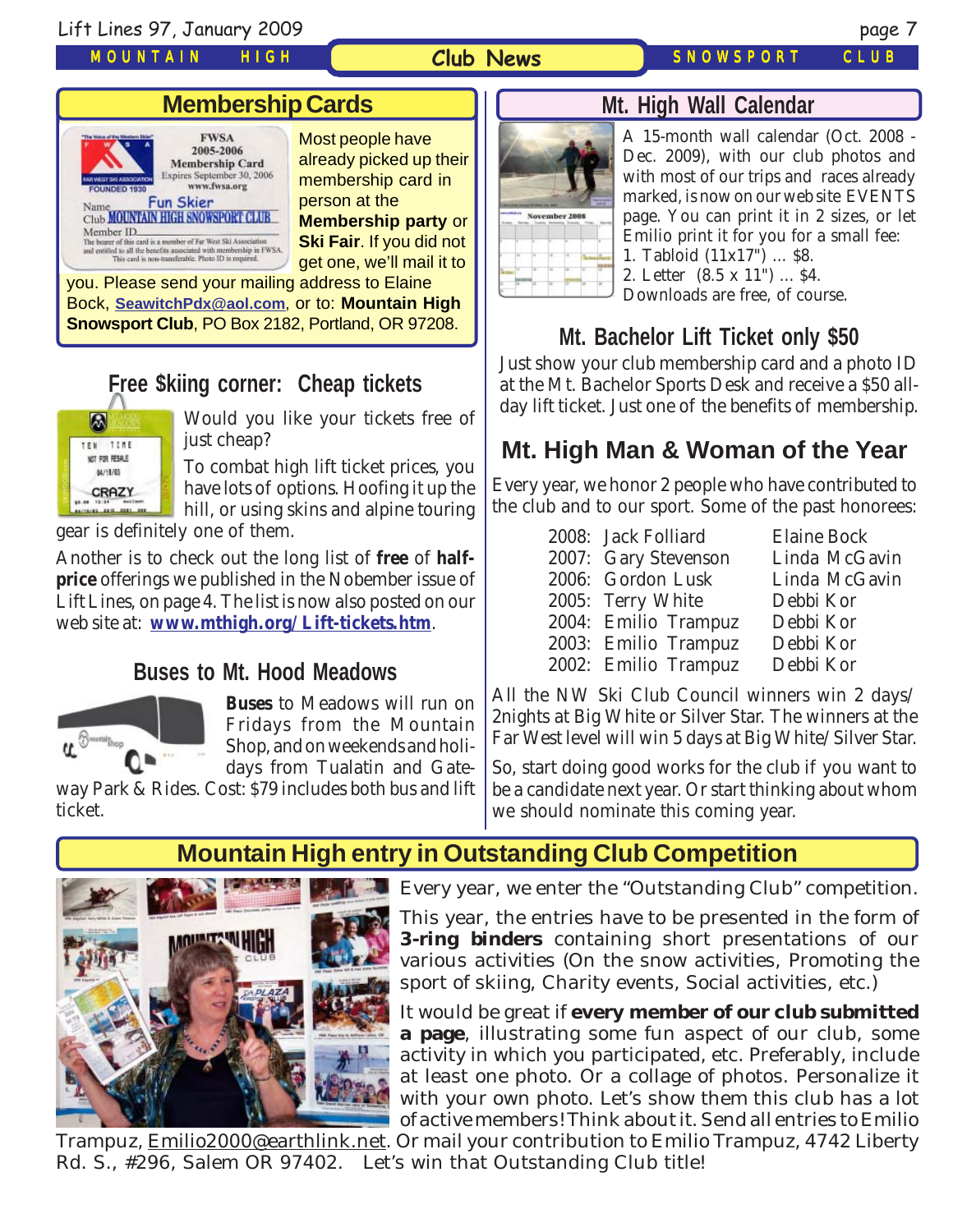## Membership Cards

Most people have already picked up their membership card in person at the **Membership party** or **Ski Fair**. If you did not get one, we'll mail it to you. Please send your mailing address to Elaine Bock, SeawitchPdx@aol.com, or to: **Mountain High Snowsport Club**, PO Box 2182, Portland, OR 97208.

## Free $kiing corner: Cheap tickets

Would you like your tickets free of just cheap?

To combat high lift ticket prices, you have lots of options. Hoofing it up the hill, or using skins and alpine touring gear is definitely one of them.

Another is to check out the long list of **free** of **half-price** offerings we published in the Nobember issue of Lift Lines, on page 4. The list is now also posted on our web site at: **www.mthigh.org/Lift-tickets.htm**.

## Buses to Mt. Hood Meadows

**Buses** to Meadows will run on Fridays from the Mountain Shop, and on weekends and holidays from Tualatin and Gateway Park & Rides. Cost: $79 includes both bus and lift ticket.

## Mt. High Wall Calendar

A 15-month wall calendar (Oct. 2008 - Dec. 2009), with our club photos and with most of our trips and races already marked, is now on our web site EVENTS page. You can print it in 2 sizes, or let Emilio print it for you for a small fee:

1. Tabloid (11x17") ... $8.
2. Letter (8.5 x 11") ... $4.

Downloads are free, of course.

## Mt. Bachelor Lift Ticket only $50

Just show your club membership card and a photo ID at the Mt. Bachelor Sports Desk and receive a $50 all-day lift ticket. Just one of the benefits of membership.

## Mt. High Man & Woman of the Year

Every year, we honor 2 people who have contributed to the club and to our sport. Some of the past honorees:

| Year | Man | Woman |
|---|---|---|
| 2008: | Jack Folliard | Elaine Bock |
| 2007: | Gary Stevenson | Linda McGavin |
| 2006: | Gordon Lusk | Linda McGavin |
| 2005: | Terry White | Debbi Kor |
| 2004: | Emilio Trampuz | Debbi Kor |
| 2003: | Emilio Trampuz | Debbi Kor |
| 2002: | Emilio Trampuz | Debbi Kor |

All the NW Ski Club Council winners win 2 days/ 2nights at Big White or Silver Star. The winners at the Far West level will win 5 days at Big White/Silver Star.

So, start doing good works for the club if you want to be a candidate next year. Or start thinking about whom we should nominate this coming year.

## Mountain High entry in Outstanding Club Competition

Every year, we enter the "Outstanding Club" competition.

This year, the entries have to be presented in the form of **3-ring binders** containing short presentations of our various activities (On the snow activities, Promoting the sport of skiing, Charity events, Social activities, etc.)

It would be great if **every member of our club submitted a page**, illustrating some fun aspect of our club, some activity in which you participated, etc. Preferably, include at least one photo. Or a collage of photos. Personalize it with your own photo. Let's show them this club has a lot of active members! Think about it. Send all entries to Emilio Trampuz, Emilio2000@earthlink.net. Or mail your contribution to Emilio Trampuz, 4742 Liberty Rd. S., #296, Salem OR 97402. Let's win that Outstanding Club title!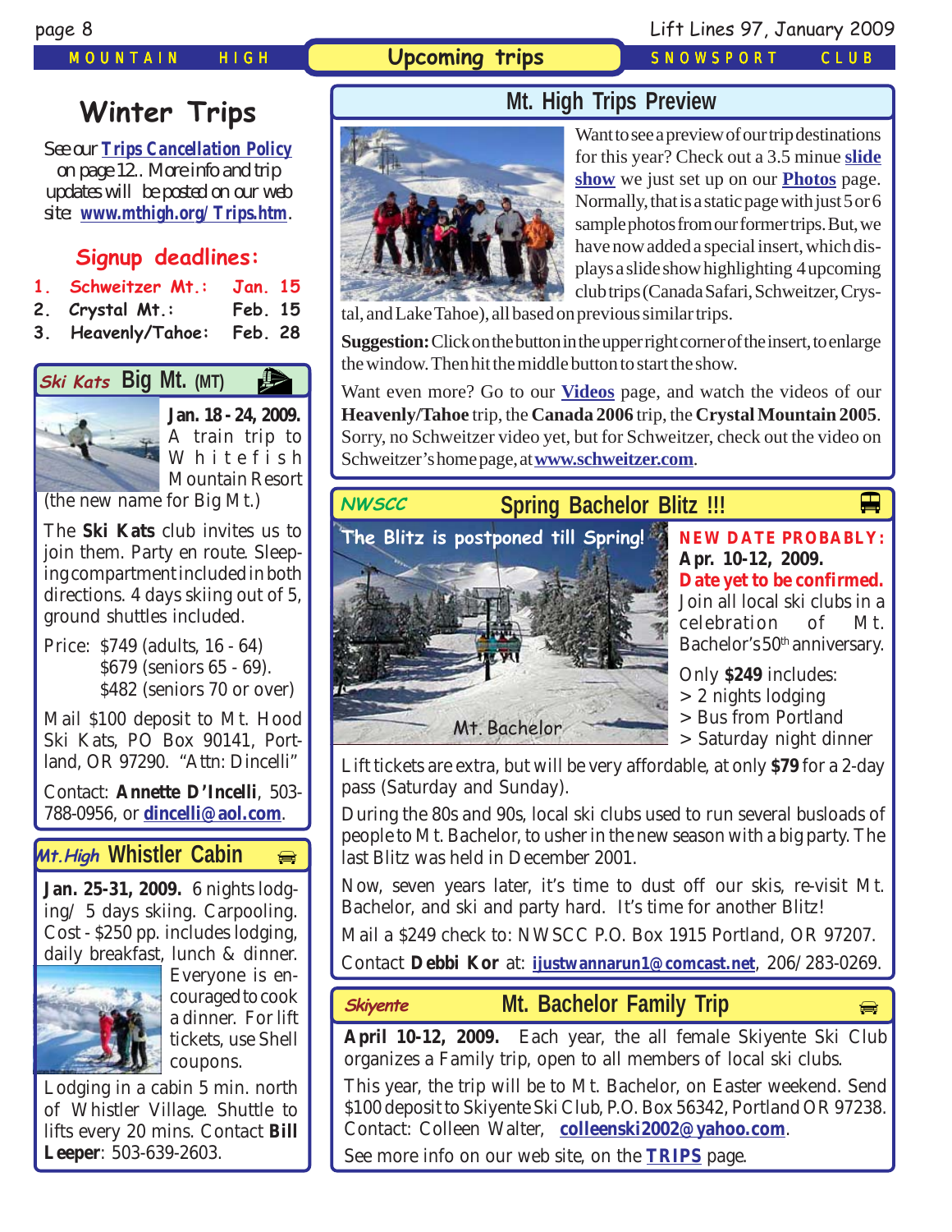## Upcoming trips

# Winter Trips

See our **Trips Cancellation Policy** on page 12.. More info and trip updates will be posted on our web site: **www.mthigh.org/Trips.htm**.

### Signup deadlines:

1. **Schweitzer Mt.:** Jan. 15
2. **Crystal Mt.:** Feb. 15
3. **Heavenly/Tahoe:** Feb. 28

## Ski Kats Big Mt. (MT)

**Jan. 18 - 24, 2009.** A train trip to Whitefish Mountain Resort (the new name for Big Mt.)

The **Ski Kats** club invites us to join them. Party en route. Sleeping compartment included in both directions. 4 days skiing out of 5, ground shuttles included.

Price: $749 (adults, 16 - 64)
$679 (seniors 65 - 69).
$482 (seniors 70 or over)

Mail $100 deposit to Mt. Hood Ski Kats, PO Box 90141, Portland, OR 97290. "Attn: Dincelli"

Contact: **Annette D'Incelli**, 503-788-0956, or **dincelli@aol.com**.

## Mt.High Whistler Cabin

**Jan. 25-31, 2009.** 6 nights lodging/ 5 days skiing. Carpooling. Cost - $250 pp. includes lodging, daily breakfast, lunch & dinner. Everyone is encouraged to cook a dinner. For lift tickets, use Shell coupons.

Lodging in a cabin 5 min. north of Whistler Village. Shuttle to lifts every 20 mins. Contact **Bill Leeper**: 503-639-2603.

## Mt. High Trips Preview

Want to see a preview of our trip destinations for this year? Check out a 3.5 minute **slide show** we just set up on our **Photos** page. Normally, that is a static page with just 5 or 6 sample photos from our former trips. But, we have now added a special insert, which displays a slide show highlighting 4 upcoming club trips (Canada Safari, Schweitzer, Crystal, and Lake Tahoe), all based on previous similar trips.

**Suggestion:** Click on the button in the upper right corner of the insert, to enlarge the window. Then hit the middle button to start the show.

Want even more? Go to our **Videos** page, and watch the videos of our **Heavenly/Tahoe** trip, the **Canada 2006** trip, the **Crystal Mountain 2005**. Sorry, no Schweitzer video yet, but for Schweitzer, check out the video on Schweitzer's home page, at **www.schweitzer.com**.

## NWSCC Spring Bachelor Blitz !!!

The Blitz is postponed till Spring!

Mt. Bachelor

**NEW DATE PROBABLY: Apr. 10-12, 2009.**
**Date yet to be confirmed.**
Join all local ski clubs in a celebration of Mt. Bachelor's 50th anniversary.

Only **$249** includes:
> 2 nights lodging
> Bus from Portland
> Saturday night dinner

Lift tickets are extra, but will be very affordable, at only **$79** for a 2-day pass (Saturday and Sunday).

During the 80s and 90s, local ski clubs used to run several busloads of people to Mt. Bachelor, to usher in the new season with a big party. The last Blitz was held in December 2001.

Now, seven years later, it's time to dust off our skis, re-visit Mt. Bachelor, and ski and party hard. It's time for another Blitz!

Mail a $249 check to: NWSCC P.O. Box 1915 Portland, OR 97207.

Contact **Debbi Kor** at: **ijustwannarun1@comcast.net**, 206/283-0269.

## Skiyente Mt. Bachelor Family Trip

**April 10-12, 2009.** Each year, the all female Skiyente Ski Club organizes a Family trip, open to all members of local ski clubs.

This year, the trip will be to Mt. Bachelor, on Easter weekend. Send $100 deposit to Skiyente Ski Club, P.O. Box 56342, Portland OR 97238. Contact: Colleen Walter, **colleenski2002@yahoo.com**.

See more info on our web site, on the **TRIPS** page.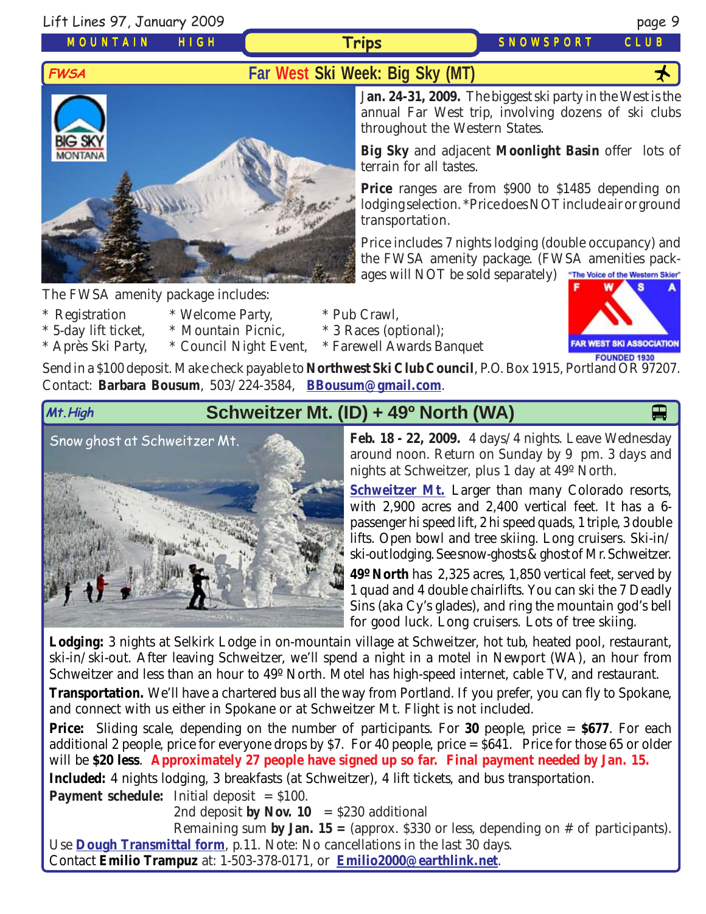# Trips

## FWSA — Far West Ski Week: Big Sky (MT)

**Jan. 24-31, 2009.** The biggest ski party in the West is the annual Far West trip, involving dozens of ski clubs throughout the Western States.

**Big Sky** and adjacent **Moonlight Basin** offer lots of terrain for all tastes.

**Price** ranges are from $900 to $1485 depending on lodging selection. *Price does NOT include air or ground transportation.

Price includes 7 nights lodging (double occupancy) and the FWSA amenity package. (FWSA amenities packages will NOT be sold separately)

The FWSA amenity package includes:

- * Registration
- * 5-day lift ticket,
- * Après Ski Party,
- * Welcome Party,
- * Mountain Picnic,
- * Council Night Event,
- * Pub Crawl,
- * 3 Races (optional);
- * Farewell Awards Banquet

Send in a $100 deposit. Make check payable to **Northwest Ski Club Council**, P.O. Box 1915, Portland OR 97207. Contact: **Barbara Bousum**, 503/224-3584, **BBousum@gmail.com**.

## Mt.High — Schweitzer Mt. (ID) + 49º North (WA)

Snow ghost at Schweitzer Mt.

**Feb. 18 - 22, 2009.** 4 days/4 nights. Leave Wednesday around noon. Return on Sunday by 9 pm. 3 days and nights at Schweitzer, plus 1 day at 49º North.

**Schweitzer Mt.** Larger than many Colorado resorts, with 2,900 acres and 2,400 vertical feet. It has a 6-passenger hi speed lift, 2 hi speed quads, 1 triple, 3 double lifts. Open bowl and tree skiing. Long cruisers. Ski-in/ski-out lodging. See snow-ghosts & ghost of Mr. Schweitzer.

**49º North** has 2,325 acres, 1,850 vertical feet, served by 1 quad and 4 double chairlifts. You can ski the 7 Deadly Sins (aka Cy's glades), and ring the mountain god's bell for good luck. Long cruisers. Lots of tree skiing.

**Lodging:** 3 nights at Selkirk Lodge in on-mountain village at Schweitzer, hot tub, heated pool, restaurant, ski-in/ski-out. After leaving Schweitzer, we'll spend a night in a motel in Newport (WA), an hour from Schweitzer and less than an hour to 49º North. Motel has high-speed internet, cable TV, and restaurant.

**Transportation.** We'll have a chartered bus all the way from Portland. If you prefer, you can fly to Spokane, and connect with us either in Spokane or at Schweitzer Mt. Flight is not included.

**Price:** Sliding scale, depending on the number of participants. For **30** people, price = **$677**. For each additional 2 people, price for everyone drops by $7. For 40 people, price = $641. Price for those 65 or older will be **$20 less**. **Approximately 27 people have signed up so far. Final payment needed by Jan. 15.**

**Included:** 4 nights lodging, 3 breakfasts (at Schweitzer), 4 lift tickets, and bus transportation.

**Payment schedule:** Initial deposit = $100.
2nd deposit **by Nov. 10** = $230 additional
Remaining sum **by Jan. 15 =** (approx. $330 or less, depending on # of participants).

Use **Dough Transmittal form**, p.11. Note: No cancellations in the last 30 days.
Contact **Emilio Trampuz** at: 1-503-378-0171, or **Emilio2000@earthlink.net**.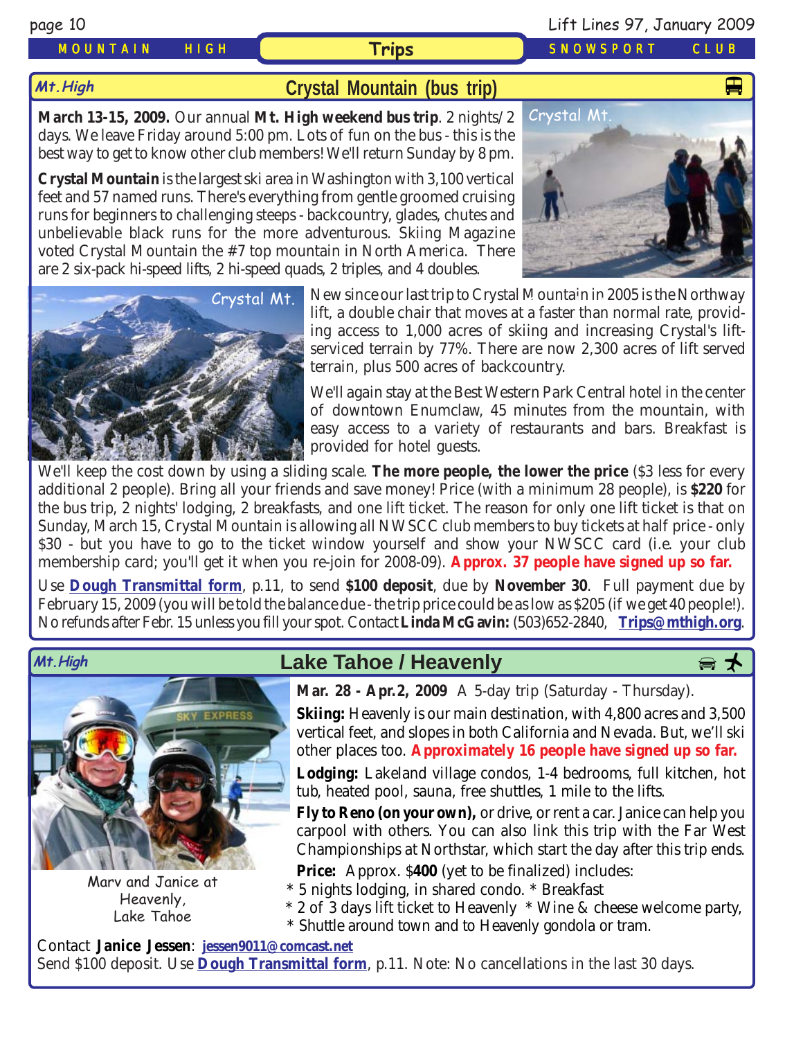# Trips

## Mt.High — Crystal Mountain (bus trip)

**March 13-15, 2009.** Our annual **Mt. High weekend bus trip**. 2 nights/ 2 days. We leave Friday around 5:00 pm. Lots of fun on the bus - this is the best way to get to know other club members! We'll return Sunday by 8 pm.

**Crystal Mountain** is the largest ski area in Washington with 3,100 vertical feet and 57 named runs. There's everything from gentle groomed cruising runs for beginners to challenging steeps - backcountry, glades, chutes and unbelievable black runs for the more adventurous. Skiing Magazine voted Crystal Mountain the #7 top mountain in North America. There are 2 six-pack hi-speed lifts, 2 hi-speed quads, 2 triples, and 4 doubles.

Crystal Mt.

Crystal Mt.

New since our last trip to Crystal Mountain in 2005 is the Northway lift, a double chair that moves at a faster than normal rate, providing access to 1,000 acres of skiing and increasing Crystal's lift-serviced terrain by 77%. There are now 2,300 acres of lift served terrain, plus 500 acres of backcountry.

We'll again stay at the Best Western Park Central hotel in the center of downtown Enumclaw, 45 minutes from the mountain, with easy access to a variety of restaurants and bars. Breakfast is provided for hotel guests.

We'll keep the cost down by using a sliding scale. **The more people, the lower the price** ($3 less for every additional 2 people). Bring all your friends and save money! Price (with a minimum 28 people), is **$220** for the bus trip, 2 nights' lodging, 2 breakfasts, and one lift ticket. The reason for only one lift ticket is that on Sunday, March 15, Crystal Mountain is allowing all NWSCC club members to buy tickets at half price - only $30 - but you have to go to the ticket window yourself and show your NWSCC card (i.e. your club membership card; you'll get it when you re-join for 2008-09). **Approx. 37 people have signed up so far.**

Use **Dough Transmittal form**, p.11, to send **$100 deposit**, due by **November 30**. Full payment due by February 15, 2009 (you will be told the balance due - the trip price could be as low as $205 (if we get 40 people!). No refunds after Febr. 15 unless you fill your spot. Contact **Linda McGavin:** (503)652-2840, **Trips@mthigh.org**.

## Mt.High — Lake Tahoe / Heavenly

Marv and Janice at Heavenly, Lake Tahoe

**Mar. 28 - Apr.2, 2009** A 5-day trip (Saturday - Thursday).

**Skiing:** Heavenly is our main destination, with 4,800 acres and 3,500 vertical feet, and slopes in both California and Nevada. But, we'll ski other places too. **Approximately 16 people have signed up so far.**

**Lodging:** Lakeland village condos, 1-4 bedrooms, full kitchen, hot tub, heated pool, sauna, free shuttles, 1 mile to the lifts.

**Fly to Reno (on your own),** or drive, or rent a car. Janice can help you carpool with others. You can also link this trip with the Far West Championships at Northstar, which start the day after this trip ends.

**Price:** Approx. $**400** (yet to be finalized) includes:

- 5 nights lodging, in shared condo. * Breakfast
- 2 of 3 days lift ticket to Heavenly * Wine & cheese welcome party,
- Shuttle around town and to Heavenly gondola or tram.

Contact **Janice Jessen**: **jessen9011@comcast.net**
Send $100 deposit. Use **Dough Transmittal form**, p.11. Note: No cancellations in the last 30 days.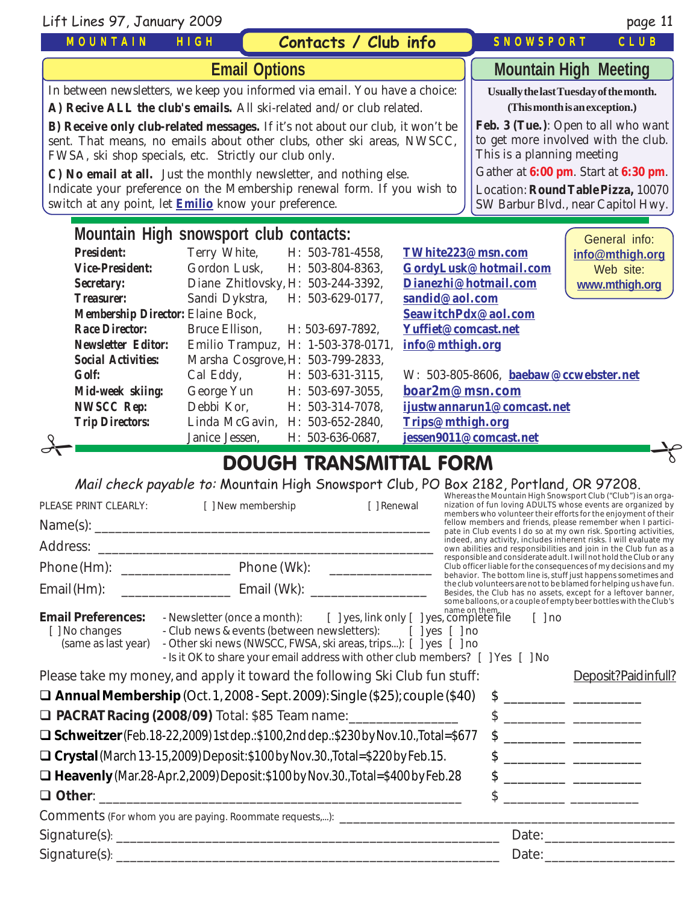## Contacts / Club info

### Email Options

In between newsletters, we keep you informed via email. You have a choice:

**A) Recive ALL the club's emails.** All ski-related and/or club related.

**B) Receive only club-related messages.** If it's not about our club, it won't be sent. That means, no emails about other clubs, other ski areas, NWSCC, FWSA, ski shop specials, etc. Strictly our club only.

**C) No email at all.** Just the monthly newsletter, and nothing else.

Indicate your preference on the Membership renewal form. If you wish to switch at any point, let **Emilio** know your preference.

### Mountain High Meeting

**Usually the last Tuesday of the month.**
**(This month is an exception.)**

**Feb. 3 (Tue.)**: Open to all who want to get more involved with the club. This is a planning meeting

Gather at **6:00 pm**. Start at **6:30 pm**.

Location: **Round Table Pizza,** 10070 SW Barbur Blvd., near Capitol Hwy.

### Mountain High snowsport club contacts:

| | | | |
|---|---|---|---|
| **President:** | Terry White, | H: 503-781-4558, | **TWhite223@msn.com** |
| **Vice-President:** | Gordon Lusk, | H: 503-804-8363, | **GordyLusk@hotmail.com** |
| **Secretary:** | Diane Zhitlovsky, | H: 503-244-3392, | **Dianezhi@hotmail.com** |
| **Treasurer:** | Sandi Dykstra, | H: 503-629-0177, | **sandid@aol.com** |
| **Membership Director:** | Elaine Bock, | | **SeawitchPdx@aol.com** |
| **Race Director:** | Bruce Ellison, | H: 503-697-7892, | **Yuffiet@comcast.net** |
| **Newsletter Editor:** | Emilio Trampuz, | H: 1-503-378-0171, | **info@mthigh.org** |
| **Social Activities:** | Marsha Cosgrove, | H: 503-799-2833, | |
| **Golf:** | Cal Eddy, | H: 503-631-3115, | W: 503-805-8606, **baebaw@ccwebster.net** |
| **Mid-week skiing:** | George Yun | H: 503-697-3055, | **boar2m@msn.com** |
| **NWSCC Rep:** | Debbi Kor, | H: 503-314-7078, | **ijustwannarun1@comcast.net** |
| **Trip Directors:** | Linda McGavin, | H: 503-652-2840, | **Trips@mthigh.org** |
| | Janice Jessen, | H: 503-636-0687, | **jessen9011@comcast.net** |

General info: **info@mthigh.org**
Web site: **www.mthigh.org**

## DOUGH TRANSMITTAL FORM

*Mail check payable to:* Mountain High Snowsport Club, PO Box 2182, Portland, OR 97208.

PLEASE PRINT CLEARLY: [ ] New membership [ ] Renewal

Name(s): ______________________________________________

Address: ______________________________________________

Phone (Hm): ________________ Phone (Wk): ________________

Email (Hm): ________________ Email (Wk): ________________

Whereas the Mountain High Snowsport Club ("Club") is an organization of fun loving ADULTS whose events are organized by members who volunteer their efforts for the enjoyment of their fellow members and friends, please remember when I participate in Club events I do so at my own risk. Sporting activities, indeed, any activity, includes inherent risks. I will evaluate my own abilities and responsibilities and join in the Club fun as a responsible and considerate adult. I will not hold the Club or any Club officer liable for the consequences of my decisions and my behavior. The bottom line is, stuff just happens sometimes and the club volunteers are not to be blamed for helping us have fun. Besides, the Club has no assets, except for a leftover banner, some balloons, or a couple of empty beer bottles with the Club's name on them.

**Email Preferences:**
[ ] No changes (same as last year)
- Newsletter (once a month): [ ] yes, link only [ ] yes, complete file [ ] no
- Club news & events (between newsletters): [ ] yes [ ] no
- Other ski news (NWSCC, FWSA, ski areas, trips...): [ ] yes [ ] no
- Is it OK to share your email address with other club members? [ ] Yes [ ] No

Please take my money, and apply it toward the following Ski Club fun stuff: Deposit? Paid in full?

- ❑ **Annual Membership** (Oct. 1, 2008 - Sept. 2009): Single ($25); couple ($40) $ ________ ________
- ❑ **PACRAT Racing (2008/09)** Total: $85 Team name:________________ $ ________ ________
- ❑ **Schweitzer** (Feb.18-22, 2009) 1st dep.: $100, 2nd dep.: $230 by Nov.10., Total=$677 $ ________ ________
- ❑ **Crystal** (March 13-15, 2009) Deposit: $100 by Nov.30., Total=$220 by Feb.15. $ ________ ________
- ❑ **Heavenly** (Mar.28-Apr.2, 2009) Deposit: $100 by Nov.30., Total=$400 by Feb.28 $ ________ ________
- ❑ **Other**: ______________________________________________ $ ________ ________

Comments (For whom you are paying. Roommate requests,...): ______________________________________________

Signature(s): ______________________________________________ Date: ________________

Signature(s): ______________________________________________ Date: ________________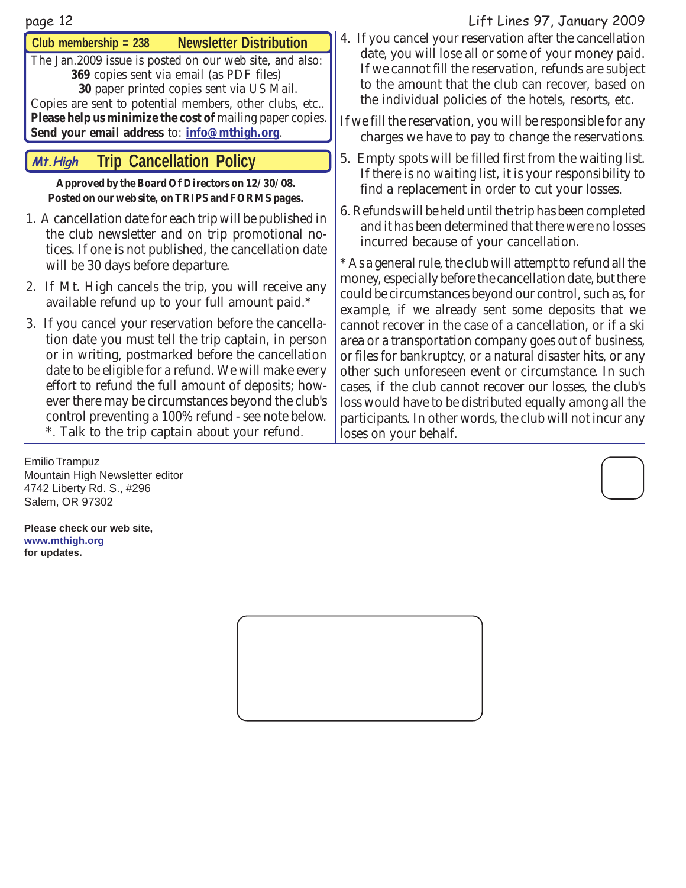**Club membership = 238** **Newsletter Distribution**

The Jan.2009 issue is posted on our web site, and also:
**369** copies sent via email (as PDF files)
**30** paper printed copies sent via US Mail.
Copies are sent to potential members, other clubs, etc..
**Please help us minimize the cost of** mailing paper copies.
**Send your email address** to: **info@mthigh.org**.

## *Mt.High* Trip Cancellation Policy

**Approved by the Board Of Directors on 12/30/08.**
**Posted on our web site, on TRIPS and FORMS pages.**

1. A cancellation date for each trip will be published in the club newsletter and on trip promotional notices. If one is not published, the cancellation date will be 30 days before departure.
2. If Mt. High cancels the trip, you will receive any available refund up to your full amount paid.*
3. If you cancel your reservation before the cancellation date you must tell the trip captain, in person or in writing, postmarked before the cancellation date to be eligible for a refund. We will make every effort to refund the full amount of deposits; however there may be circumstances beyond the club's control preventing a 100% refund - see note below. *. Talk to the trip captain about your refund.
4. If you cancel your reservation after the cancellation date, you will lose all or some of your money paid. If we cannot fill the reservation, refunds are subject to the amount that the club can recover, based on the individual policies of the hotels, resorts, etc.

If we fill the reservation, you will be responsible for any charges we have to pay to change the reservations.

5. Empty spots will be filled first from the waiting list. If there is no waiting list, it is your responsibility to find a replacement in order to cut your losses.
6. Refunds will be held until the trip has been completed and it has been determined that there were no losses incurred because of your cancellation.

* As a general rule, the club will attempt to refund all the money, especially before the cancellation date, but there could be circumstances beyond our control, such as, for example, if we already sent some deposits that we cannot recover in the case of a cancellation, or if a ski area or a transportation company goes out of business, or files for bankruptcy, or a natural disaster hits, or any other such unforeseen event or circumstance. In such cases, if the club cannot recover our losses, the club's loss would have to be distributed equally among all the participants. In other words, the club will not incur any loses on your behalf.

Emilio Trampuz
Mountain High Newsletter editor
4742 Liberty Rd. S., #296
Salem, OR 97302

**Please check our web site,**
**www.mthigh.org**
**for updates.**